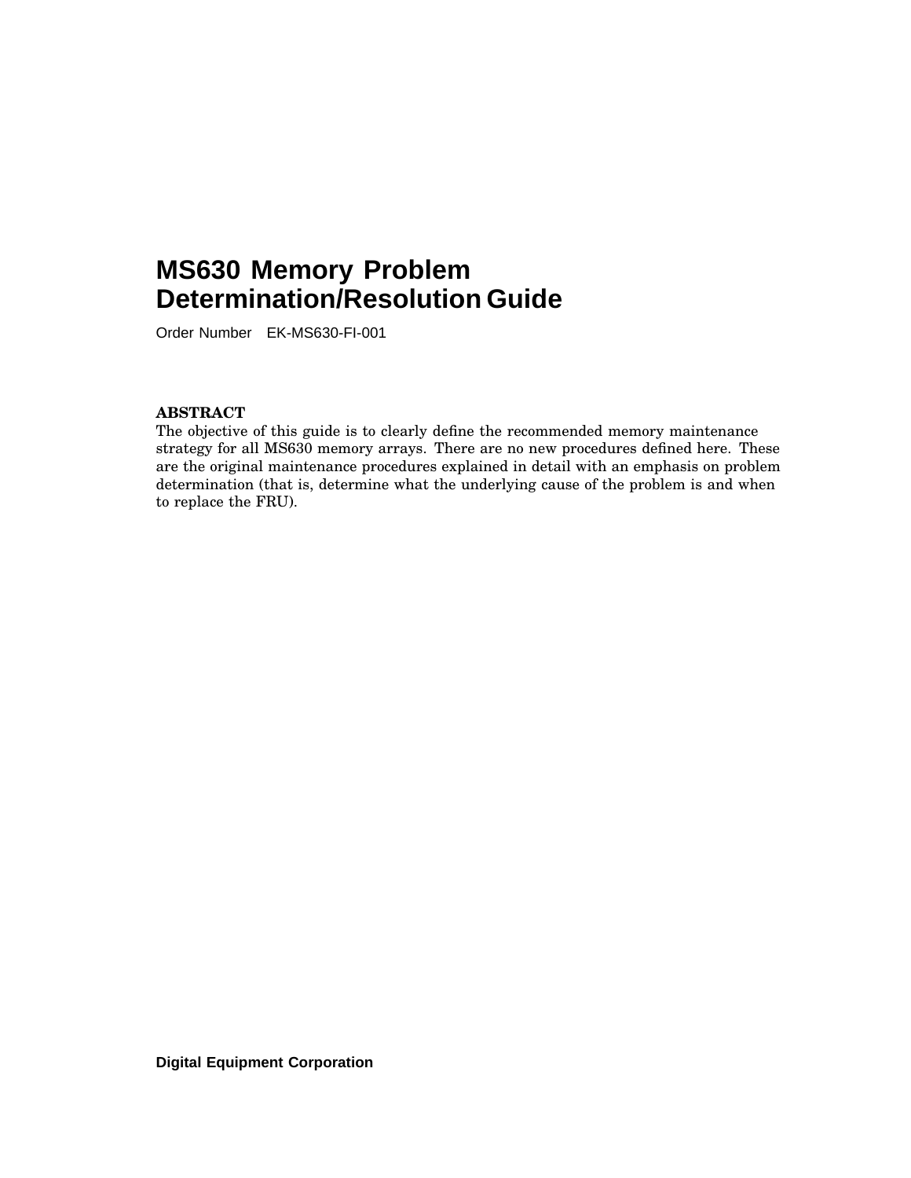# MS630 Memory Problem Determination/Resolution Guide

Order Number EK-MS630-FI-001

**ABSTRACT**

The objective of this guide is to clearly define the recommended memory maintenance strategy for all MS630 memory arrays. There are no new procedures defined here. These are the original maintenance procedures explained in detail with an emphasis on problem determination (that is, determine what the underlying cause of the problem is and when to replace the FRU).

**Digital Equipment Corporation**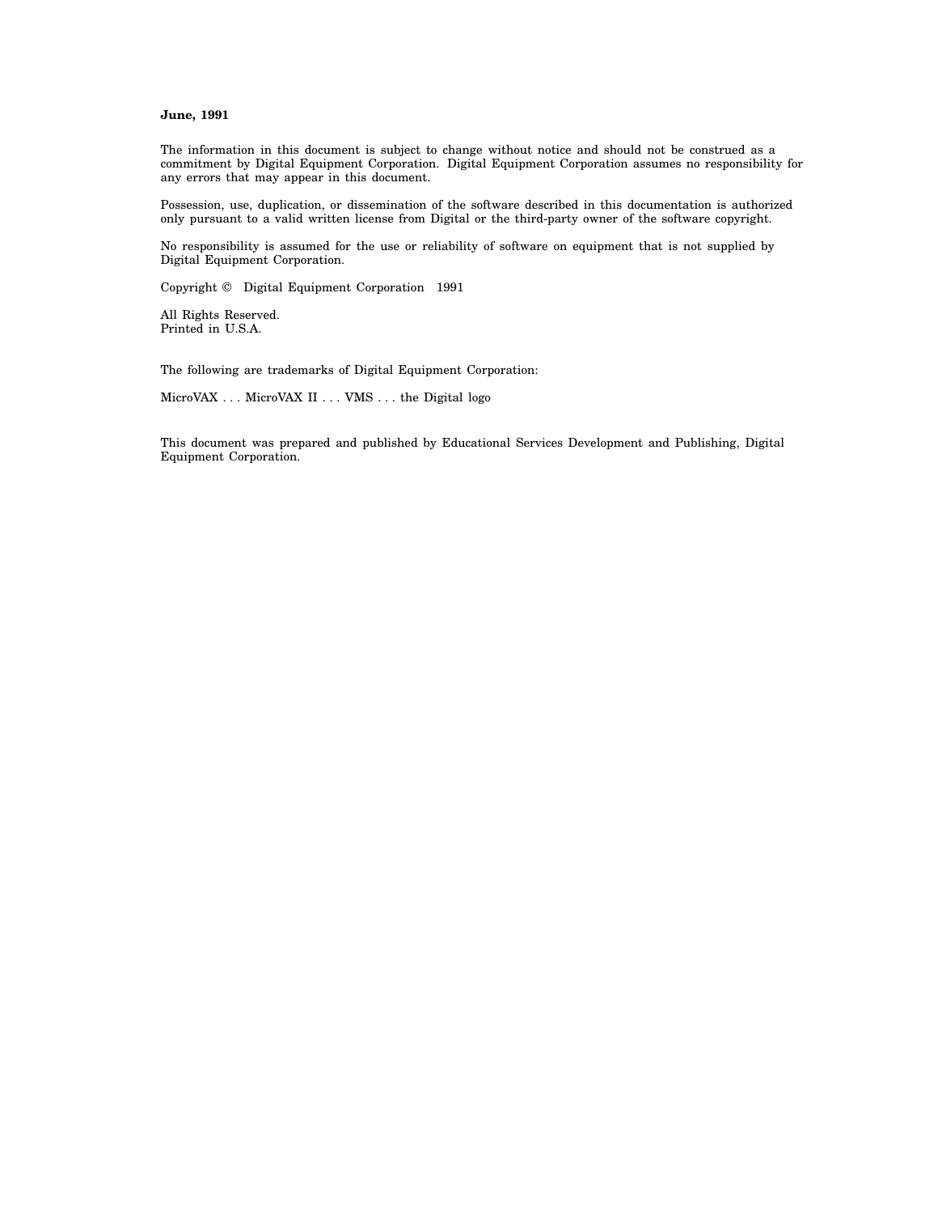**June, 1991**

The information in this document is subject to change without notice and should not be construed as a commitment by Digital Equipment Corporation. Digital Equipment Corporation assumes no responsibility for any errors that may appear in this document.

Possession, use, duplication, or dissemination of the software described in this documentation is authorized only pursuant to a valid written license from Digital or the third-party owner of the software copyright.

No responsibility is assumed for the use or reliability of software on equipment that is not supplied by Digital Equipment Corporation.

Copyright © Digital Equipment Corporation 1991

All Rights Reserved.
Printed in U.S.A.

The following are trademarks of Digital Equipment Corporation:

MicroVAX . . . MicroVAX II . . . VMS . . . the Digital logo

This document was prepared and published by Educational Services Development and Publishing, Digital Equipment Corporation.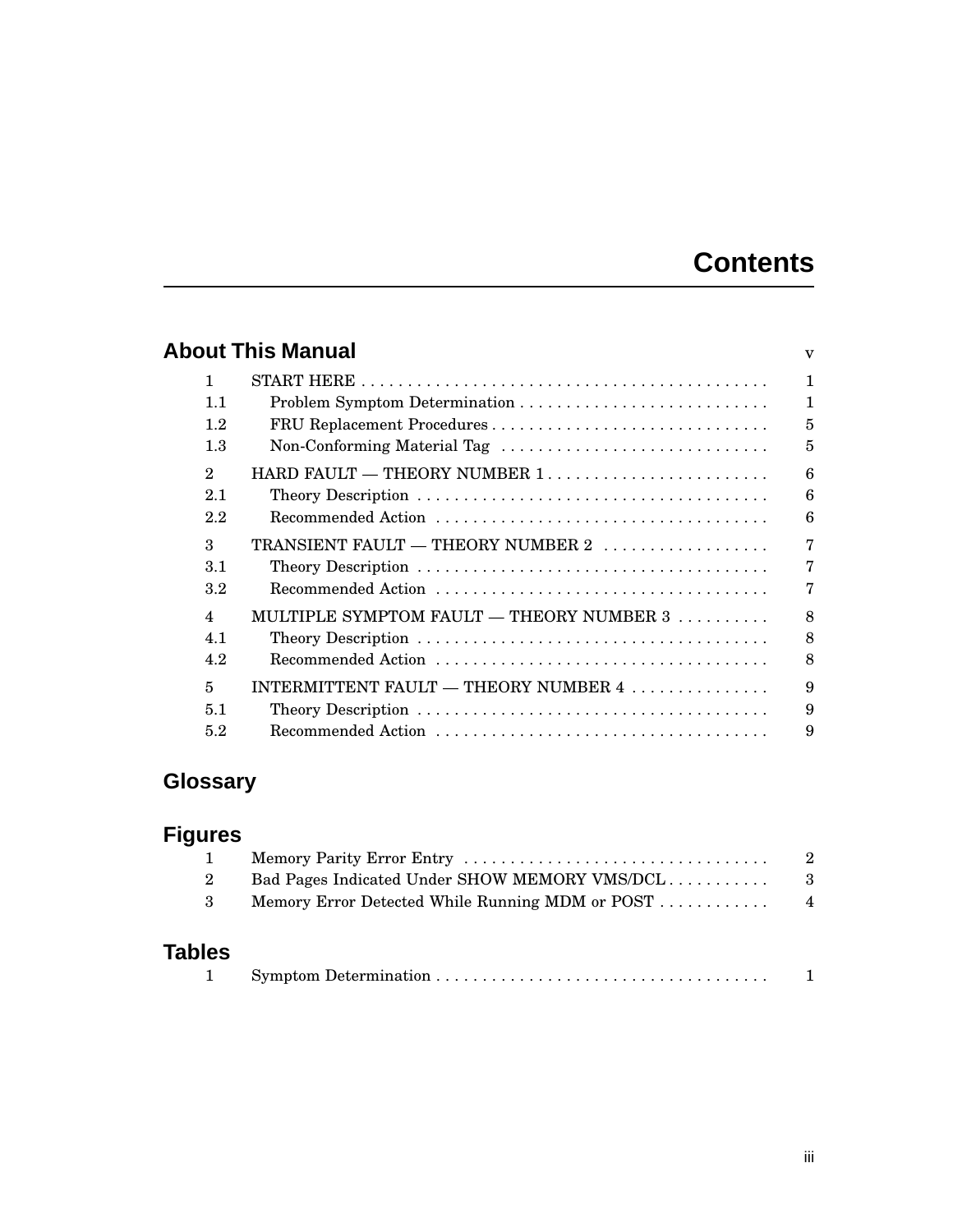# Contents

## About This Manual v

| | | |
|---|---|---|
| 1 | START HERE | 1 |
| 1.1 | Problem Symptom Determination | 1 |
| 1.2 | FRU Replacement Procedures | 5 |
| 1.3 | Non-Conforming Material Tag | 5 |
| 2 | HARD FAULT — THEORY NUMBER 1 | 6 |
| 2.1 | Theory Description | 6 |
| 2.2 | Recommended Action | 6 |
| 3 | TRANSIENT FAULT — THEORY NUMBER 2 | 7 |
| 3.1 | Theory Description | 7 |
| 3.2 | Recommended Action | 7 |
| 4 | MULTIPLE SYMPTOM FAULT — THEORY NUMBER 3 | 8 |
| 4.1 | Theory Description | 8 |
| 4.2 | Recommended Action | 8 |
| 5 | INTERMITTENT FAULT — THEORY NUMBER 4 | 9 |
| 5.1 | Theory Description | 9 |
| 5.2 | Recommended Action | 9 |

## Glossary

## Figures

| | | |
|---|---|---|
| 1 | Memory Parity Error Entry | 2 |
| 2 | Bad Pages Indicated Under SHOW MEMORY VMS/DCL | 3 |
| 3 | Memory Error Detected While Running MDM or POST | 4 |

## Tables

| | | |
|---|---|---|
| 1 | Symptom Determination | 1 |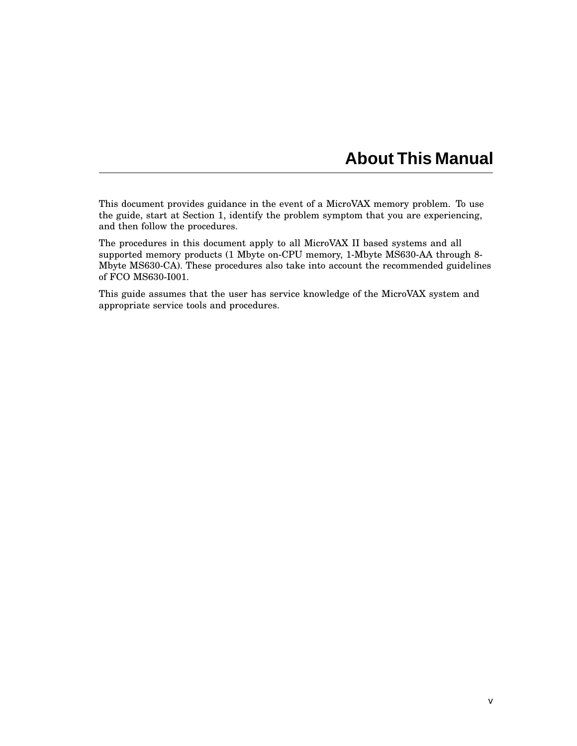# About This Manual

This document provides guidance in the event of a MicroVAX memory problem. To use the guide, start at Section 1, identify the problem symptom that you are experiencing, and then follow the procedures.

The procedures in this document apply to all MicroVAX II based systems and all supported memory products (1 Mbyte on-CPU memory, 1-Mbyte MS630-AA through 8-Mbyte MS630-CA). These procedures also take into account the recommended guidelines of FCO MS630-I001.

This guide assumes that the user has service knowledge of the MicroVAX system and appropriate service tools and procedures.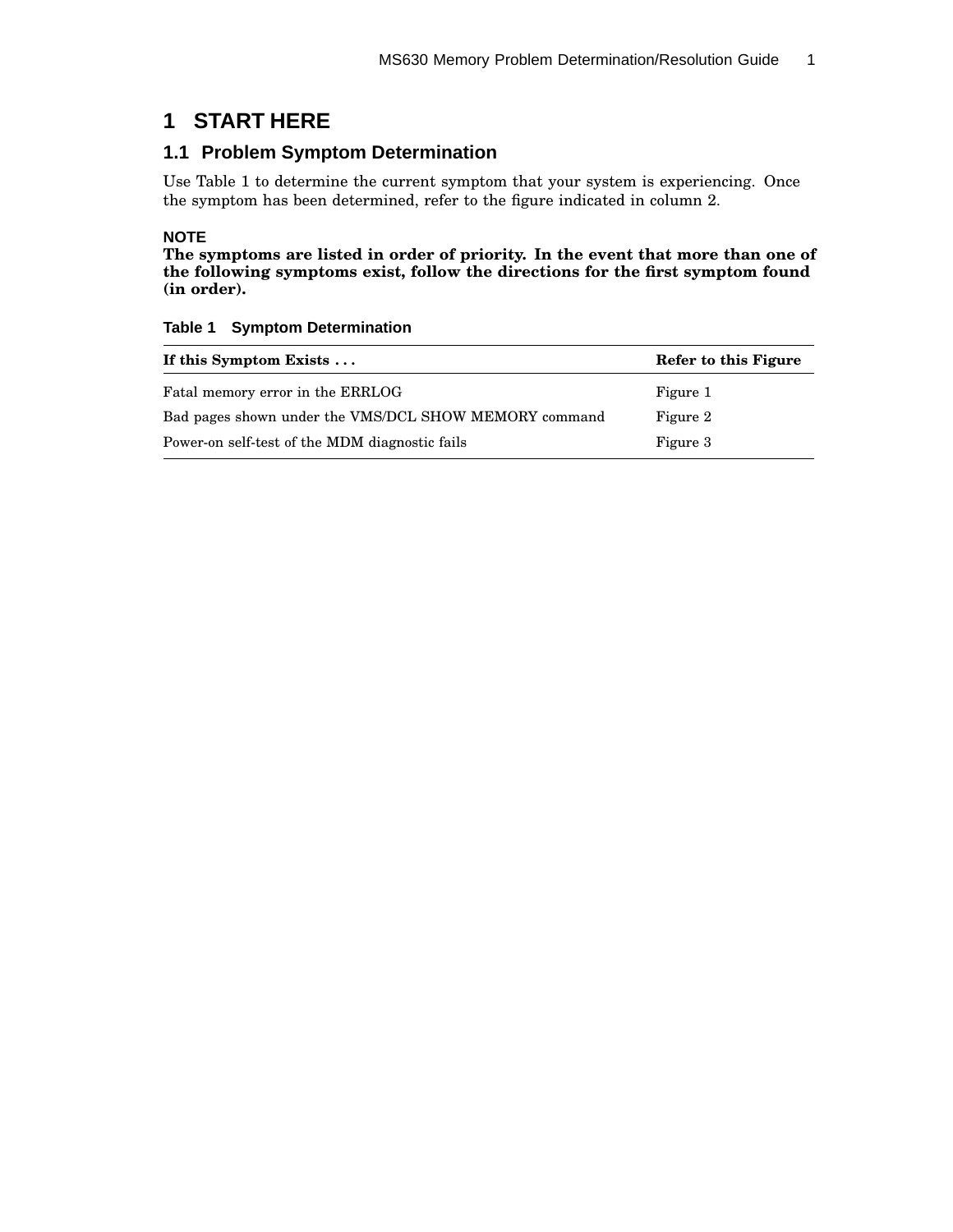# 1 START HERE

## 1.1 Problem Symptom Determination

Use Table 1 to determine the current symptom that your system is experiencing. Once the symptom has been determined, refer to the figure indicated in column 2.

**NOTE**

**The symptoms are listed in order of priority. In the event that more than one of the following symptoms exist, follow the directions for the first symptom found (in order).**

**Table 1 Symptom Determination**

| If this Symptom Exists . . . | Refer to this Figure |
| --- | --- |
| Fatal memory error in the ERRLOG | Figure 1 |
| Bad pages shown under the VMS/DCL SHOW MEMORY command | Figure 2 |
| Power-on self-test of the MDM diagnostic fails | Figure 3 |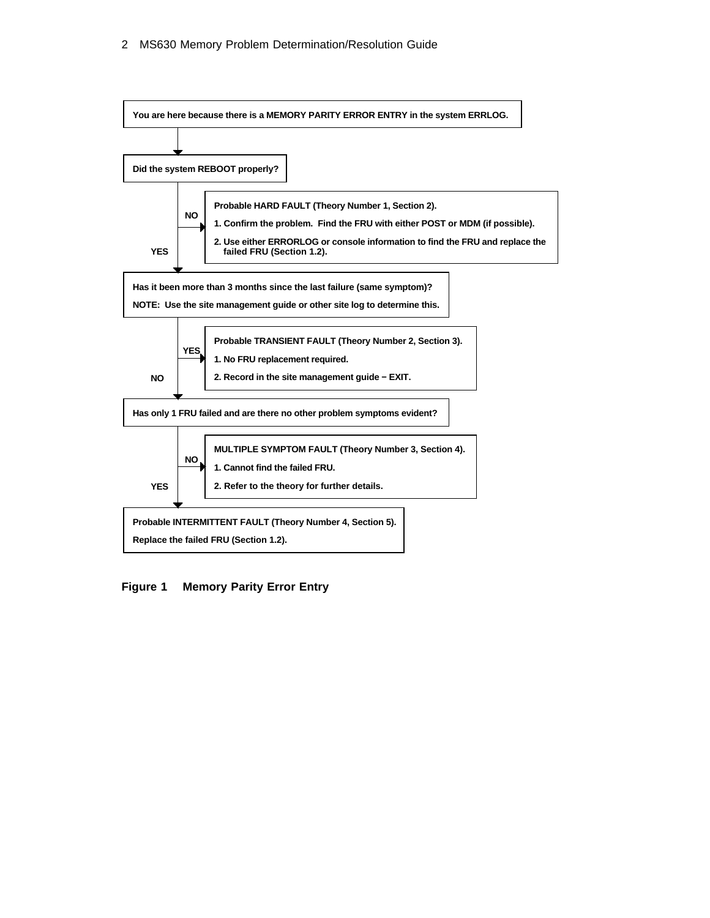You are here because there is a MEMORY PARITY ERROR ENTRY in the system ERRLOG.

Did the system REBOOT properly?

NO →

Probable HARD FAULT (Theory Number 1, Section 2).

1. Confirm the problem. Find the FRU with either POST or MDM (if possible).
2. Use either ERRORLOG or console information to find the FRU and replace the failed FRU (Section 1.2).

YES ↓

Has it been more than 3 months since the last failure (same symptom)?

NOTE: Use the site management guide or other site log to determine this.

YES →

Probable TRANSIENT FAULT (Theory Number 2, Section 3).

1. No FRU replacement required.
2. Record in the site management guide – EXIT.

NO ↓

Has only 1 FRU failed and are there no other problem symptoms evident?

NO →

MULTIPLE SYMPTOM FAULT (Theory Number 3, Section 4).

1. Cannot find the failed FRU.
2. Refer to the theory for further details.

YES ↓

Probable INTERMITTENT FAULT (Theory Number 4, Section 5).

Replace the failed FRU (Section 1.2).

**Figure 1 Memory Parity Error Entry**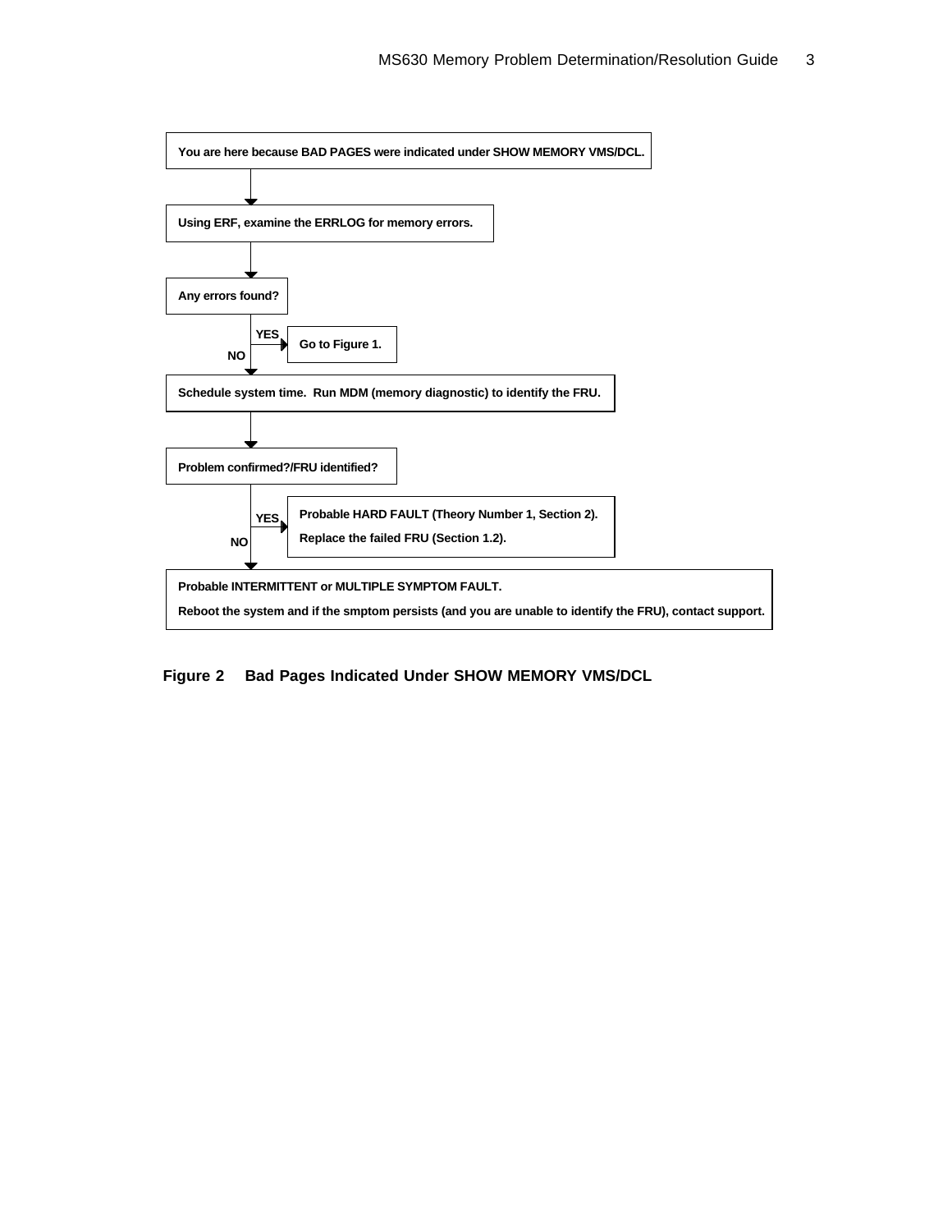You are here because BAD PAGES were indicated under SHOW MEMORY VMS/DCL.

↓

Using ERF, examine the ERRLOG for memory errors.

↓

Any errors found?

- YES → Go to Figure 1.
- NO ↓

Schedule system time. Run MDM (memory diagnostic) to identify the FRU.

↓

Problem confirmed?/FRU identified?

- YES → Probable HARD FAULT (Theory Number 1, Section 2). Replace the failed FRU (Section 1.2).
- NO ↓

Probable INTERMITTENT or MULTIPLE SYMPTOM FAULT.

Reboot the system and if the smptom persists (and you are unable to identify the FRU), contact support.

**Figure 2 Bad Pages Indicated Under SHOW MEMORY VMS/DCL**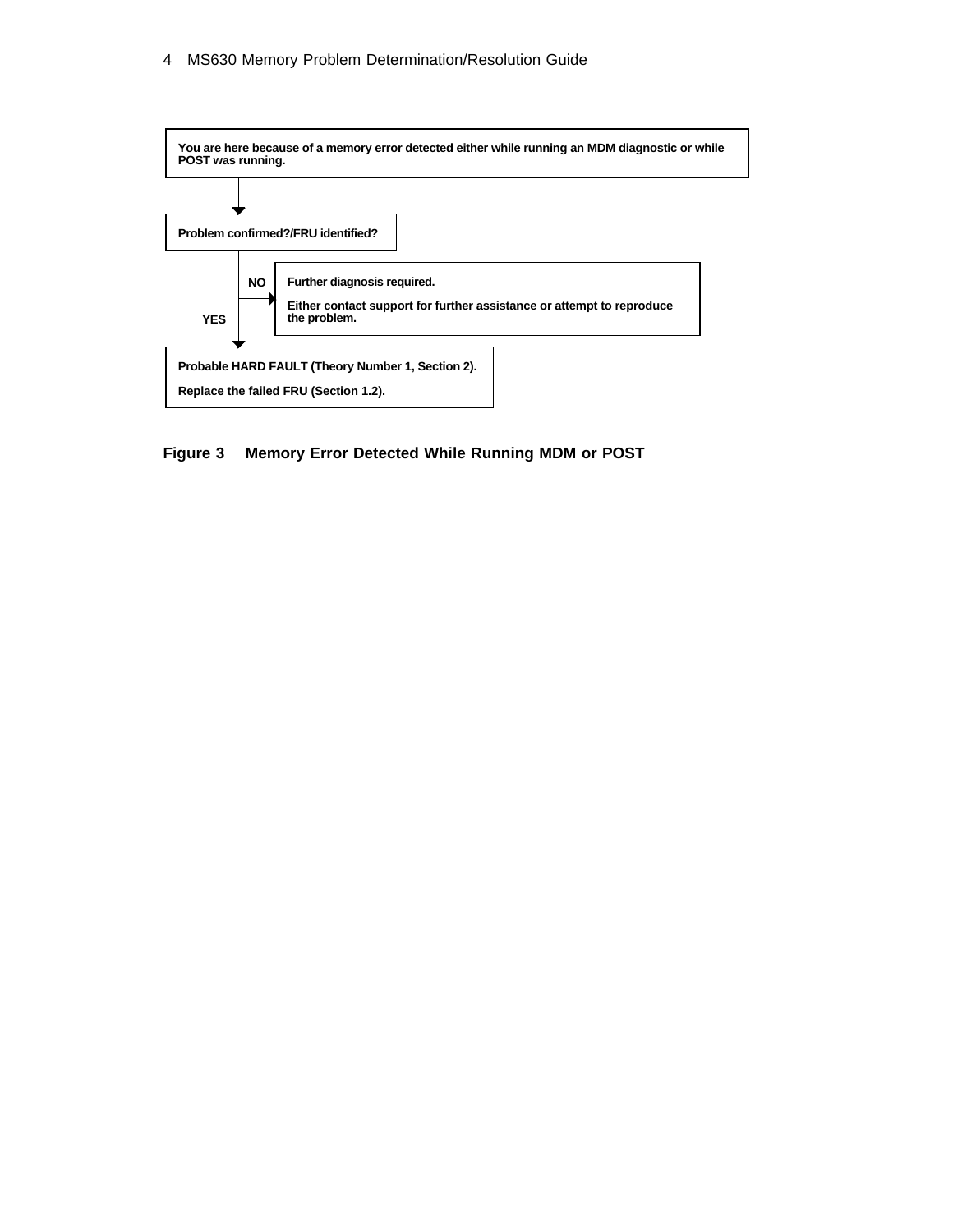You are here because of a memory error detected either while running an MDM diagnostic or while POST was running.

↓

Problem confirmed?/FRU identified?

NO → Further diagnosis required.

Either contact support for further assistance or attempt to reproduce the problem.

YES ↓

Probable HARD FAULT (Theory Number 1, Section 2).

Replace the failed FRU (Section 1.2).

**Figure 3 Memory Error Detected While Running MDM or POST**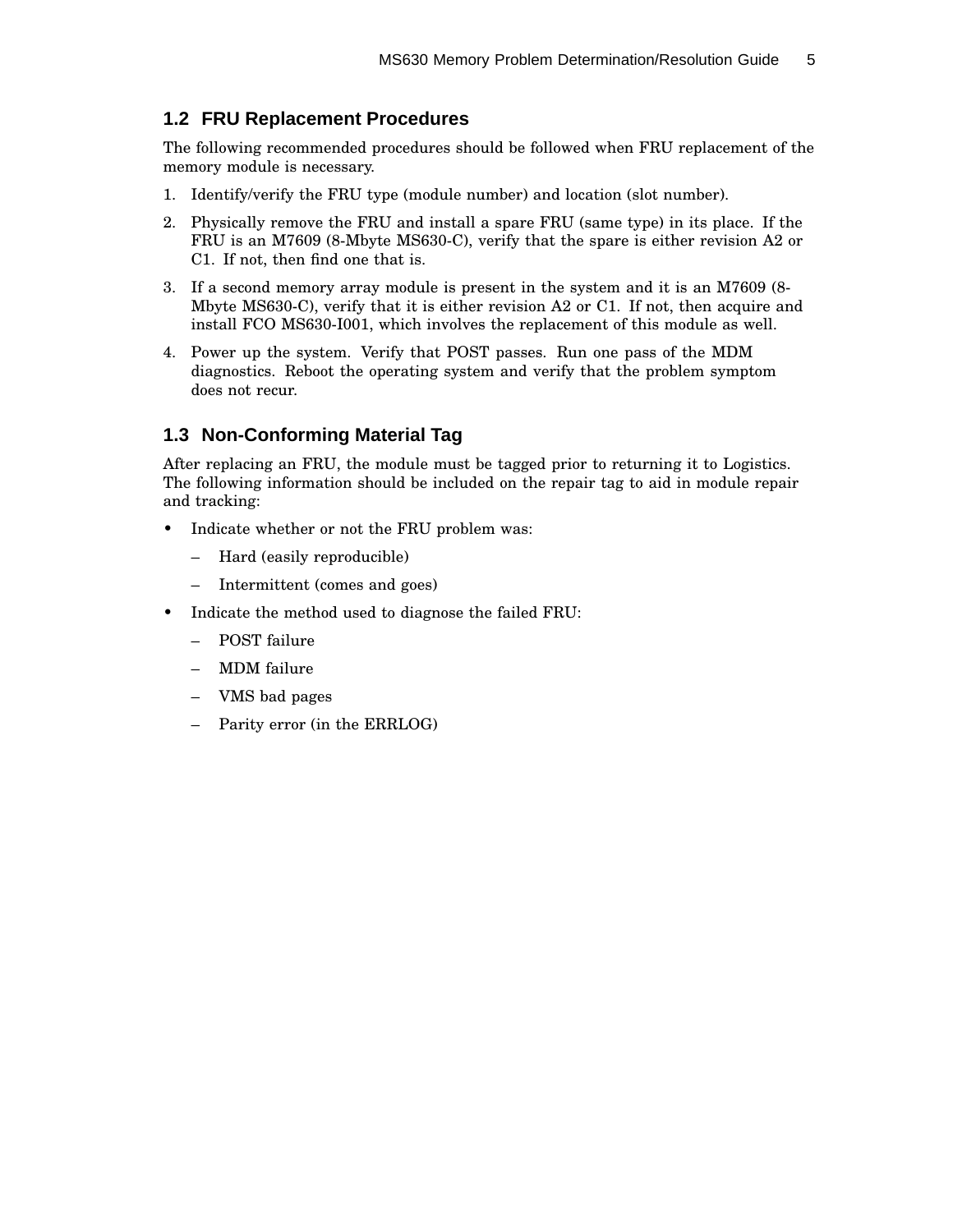## 1.2 FRU Replacement Procedures

The following recommended procedures should be followed when FRU replacement of the memory module is necessary.

1. Identify/verify the FRU type (module number) and location (slot number).
2. Physically remove the FRU and install a spare FRU (same type) in its place. If the FRU is an M7609 (8-Mbyte MS630-C), verify that the spare is either revision A2 or C1. If not, then find one that is.
3. If a second memory array module is present in the system and it is an M7609 (8-Mbyte MS630-C), verify that it is either revision A2 or C1. If not, then acquire and install FCO MS630-I001, which involves the replacement of this module as well.
4. Power up the system. Verify that POST passes. Run one pass of the MDM diagnostics. Reboot the operating system and verify that the problem symptom does not recur.

## 1.3 Non-Conforming Material Tag

After replacing an FRU, the module must be tagged prior to returning it to Logistics. The following information should be included on the repair tag to aid in module repair and tracking:

- Indicate whether or not the FRU problem was:
  - Hard (easily reproducible)
  - Intermittent (comes and goes)
- Indicate the method used to diagnose the failed FRU:
  - POST failure
  - MDM failure
  - VMS bad pages
  - Parity error (in the ERRLOG)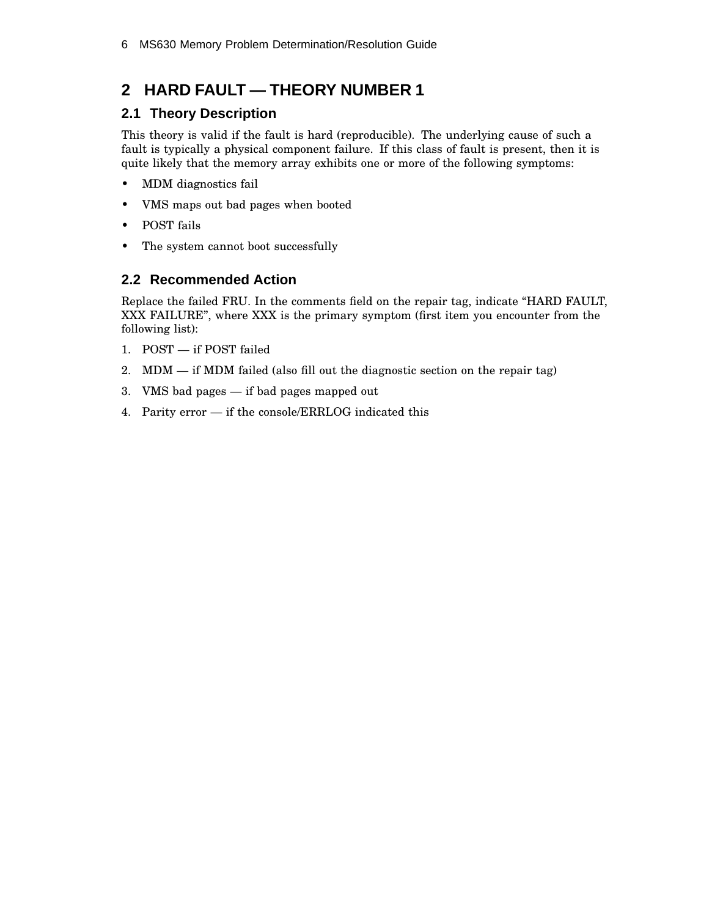# 2 HARD FAULT — THEORY NUMBER 1

## 2.1 Theory Description

This theory is valid if the fault is hard (reproducible). The underlying cause of such a fault is typically a physical component failure. If this class of fault is present, then it is quite likely that the memory array exhibits one or more of the following symptoms:

- MDM diagnostics fail
- VMS maps out bad pages when booted
- POST fails
- The system cannot boot successfully

## 2.2 Recommended Action

Replace the failed FRU. In the comments field on the repair tag, indicate "HARD FAULT, XXX FAILURE", where XXX is the primary symptom (first item you encounter from the following list):

1. POST — if POST failed
2. MDM — if MDM failed (also fill out the diagnostic section on the repair tag)
3. VMS bad pages — if bad pages mapped out
4. Parity error — if the console/ERRLOG indicated this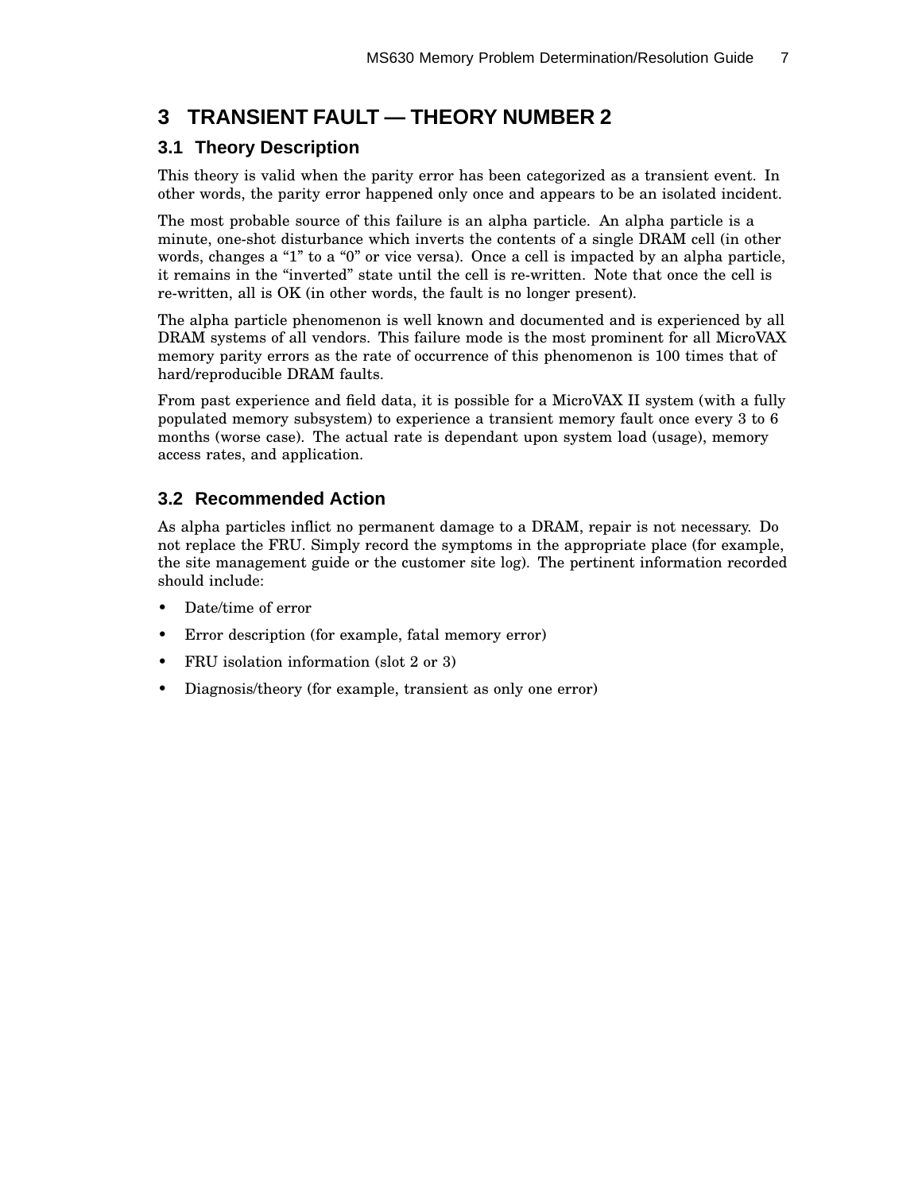# 3 TRANSIENT FAULT — THEORY NUMBER 2

## 3.1 Theory Description

This theory is valid when the parity error has been categorized as a transient event. In other words, the parity error happened only once and appears to be an isolated incident.

The most probable source of this failure is an alpha particle. An alpha particle is a minute, one-shot disturbance which inverts the contents of a single DRAM cell (in other words, changes a “1” to a “0” or vice versa). Once a cell is impacted by an alpha particle, it remains in the “inverted” state until the cell is re-written. Note that once the cell is re-written, all is OK (in other words, the fault is no longer present).

The alpha particle phenomenon is well known and documented and is experienced by all DRAM systems of all vendors. This failure mode is the most prominent for all MicroVAX memory parity errors as the rate of occurrence of this phenomenon is 100 times that of hard/reproducible DRAM faults.

From past experience and field data, it is possible for a MicroVAX II system (with a fully populated memory subsystem) to experience a transient memory fault once every 3 to 6 months (worse case). The actual rate is dependant upon system load (usage), memory access rates, and application.

## 3.2 Recommended Action

As alpha particles inflict no permanent damage to a DRAM, repair is not necessary. Do not replace the FRU. Simply record the symptoms in the appropriate place (for example, the site management guide or the customer site log). The pertinent information recorded should include:

- Date/time of error
- Error description (for example, fatal memory error)
- FRU isolation information (slot 2 or 3)
- Diagnosis/theory (for example, transient as only one error)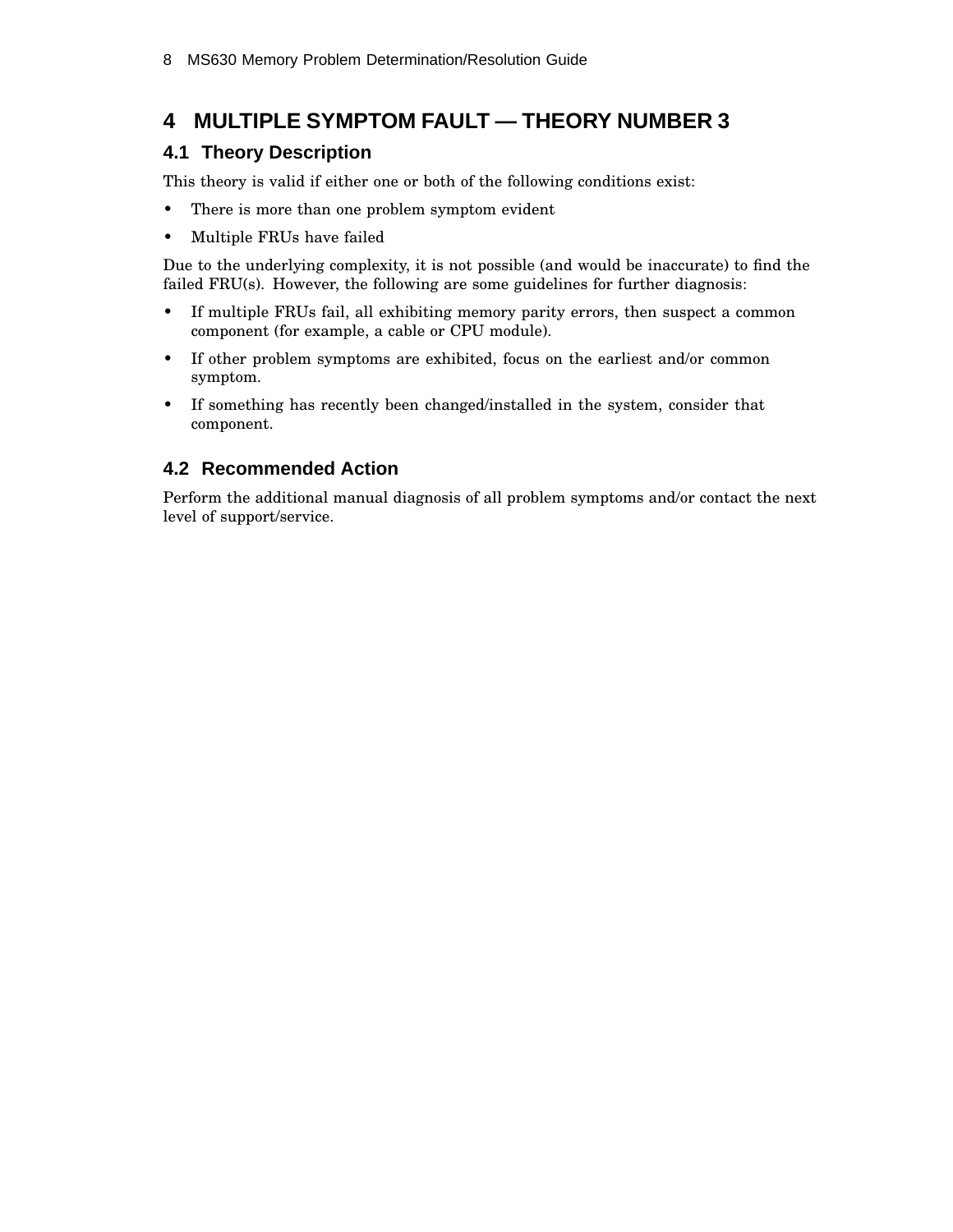# 4 MULTIPLE SYMPTOM FAULT — THEORY NUMBER 3

## 4.1 Theory Description

This theory is valid if either one or both of the following conditions exist:

- There is more than one problem symptom evident
- Multiple FRUs have failed

Due to the underlying complexity, it is not possible (and would be inaccurate) to find the failed FRU(s). However, the following are some guidelines for further diagnosis:

- If multiple FRUs fail, all exhibiting memory parity errors, then suspect a common component (for example, a cable or CPU module).
- If other problem symptoms are exhibited, focus on the earliest and/or common symptom.
- If something has recently been changed/installed in the system, consider that component.

## 4.2 Recommended Action

Perform the additional manual diagnosis of all problem symptoms and/or contact the next level of support/service.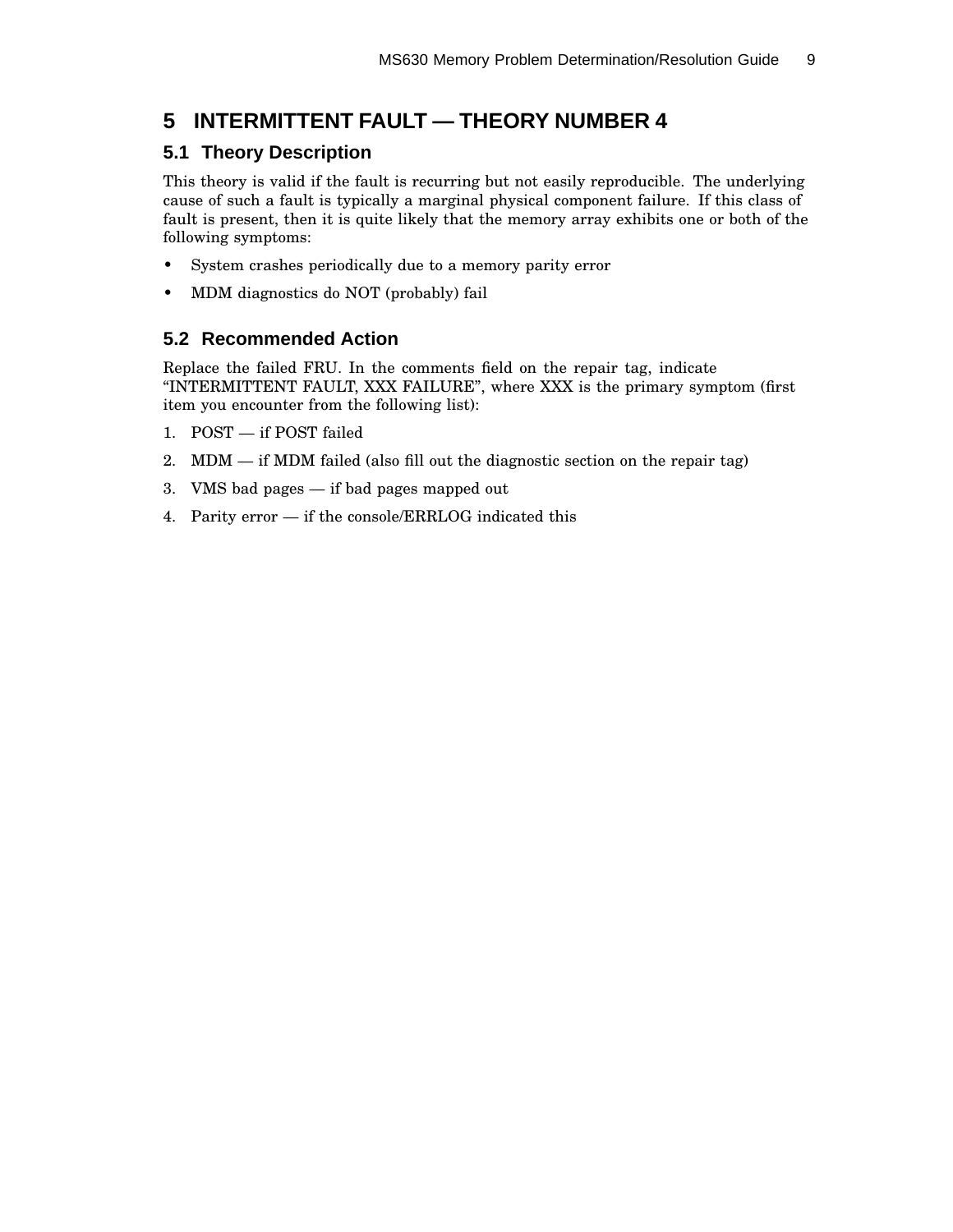# 5 INTERMITTENT FAULT — THEORY NUMBER 4

## 5.1 Theory Description

This theory is valid if the fault is recurring but not easily reproducible. The underlying cause of such a fault is typically a marginal physical component failure. If this class of fault is present, then it is quite likely that the memory array exhibits one or both of the following symptoms:

- System crashes periodically due to a memory parity error
- MDM diagnostics do NOT (probably) fail

## 5.2 Recommended Action

Replace the failed FRU. In the comments field on the repair tag, indicate "INTERMITTENT FAULT, XXX FAILURE", where XXX is the primary symptom (first item you encounter from the following list):

1. POST — if POST failed
2. MDM — if MDM failed (also fill out the diagnostic section on the repair tag)
3. VMS bad pages — if bad pages mapped out
4. Parity error — if the console/ERRLOG indicated this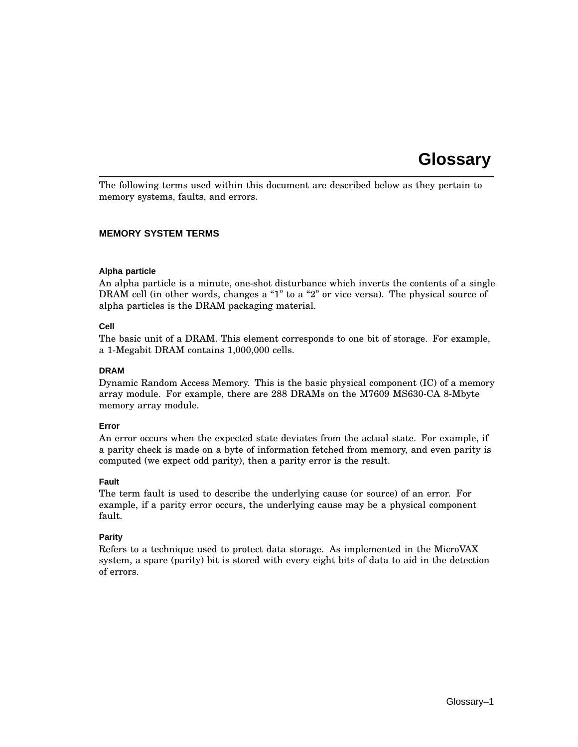# Glossary

The following terms used within this document are described below as they pertain to memory systems, faults, and errors.

## MEMORY SYSTEM TERMS

### Alpha particle

An alpha particle is a minute, one-shot disturbance which inverts the contents of a single DRAM cell (in other words, changes a “1” to a “2” or vice versa). The physical source of alpha particles is the DRAM packaging material.

### Cell

The basic unit of a DRAM. This element corresponds to one bit of storage. For example, a 1-Megabit DRAM contains 1,000,000 cells.

### DRAM

Dynamic Random Access Memory. This is the basic physical component (IC) of a memory array module. For example, there are 288 DRAMs on the M7609 MS630-CA 8-Mbyte memory array module.

### Error

An error occurs when the expected state deviates from the actual state. For example, if a parity check is made on a byte of information fetched from memory, and even parity is computed (we expect odd parity), then a parity error is the result.

### Fault

The term fault is used to describe the underlying cause (or source) of an error. For example, if a parity error occurs, the underlying cause may be a physical component fault.

### Parity

Refers to a technique used to protect data storage. As implemented in the MicroVAX system, a spare (parity) bit is stored with every eight bits of data to aid in the detection of errors.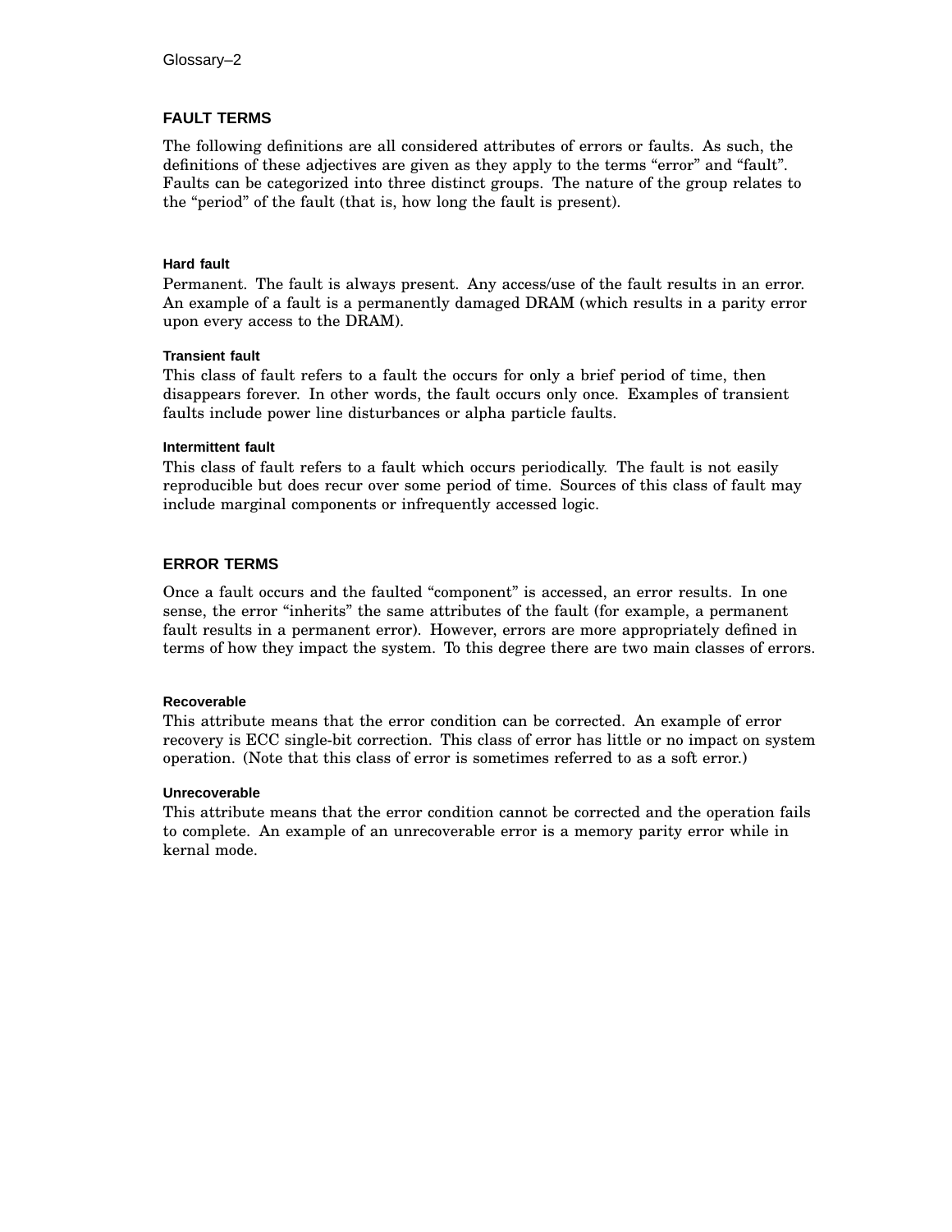## FAULT TERMS

The following definitions are all considered attributes of errors or faults. As such, the definitions of these adjectives are given as they apply to the terms “error” and “fault”. Faults can be categorized into three distinct groups. The nature of the group relates to the “period” of the fault (that is, how long the fault is present).

#### Hard fault

Permanent. The fault is always present. Any access/use of the fault results in an error. An example of a fault is a permanently damaged DRAM (which results in a parity error upon every access to the DRAM).

#### Transient fault

This class of fault refers to a fault the occurs for only a brief period of time, then disappears forever. In other words, the fault occurs only once. Examples of transient faults include power line disturbances or alpha particle faults.

#### Intermittent fault

This class of fault refers to a fault which occurs periodically. The fault is not easily reproducible but does recur over some period of time. Sources of this class of fault may include marginal components or infrequently accessed logic.

## ERROR TERMS

Once a fault occurs and the faulted “component” is accessed, an error results. In one sense, the error “inherits” the same attributes of the fault (for example, a permanent fault results in a permanent error). However, errors are more appropriately defined in terms of how they impact the system. To this degree there are two main classes of errors.

#### Recoverable

This attribute means that the error condition can be corrected. An example of error recovery is ECC single-bit correction. This class of error has little or no impact on system operation. (Note that this class of error is sometimes referred to as a soft error.)

#### Unrecoverable

This attribute means that the error condition cannot be corrected and the operation fails to complete. An example of an unrecoverable error is a memory parity error while in kernal mode.